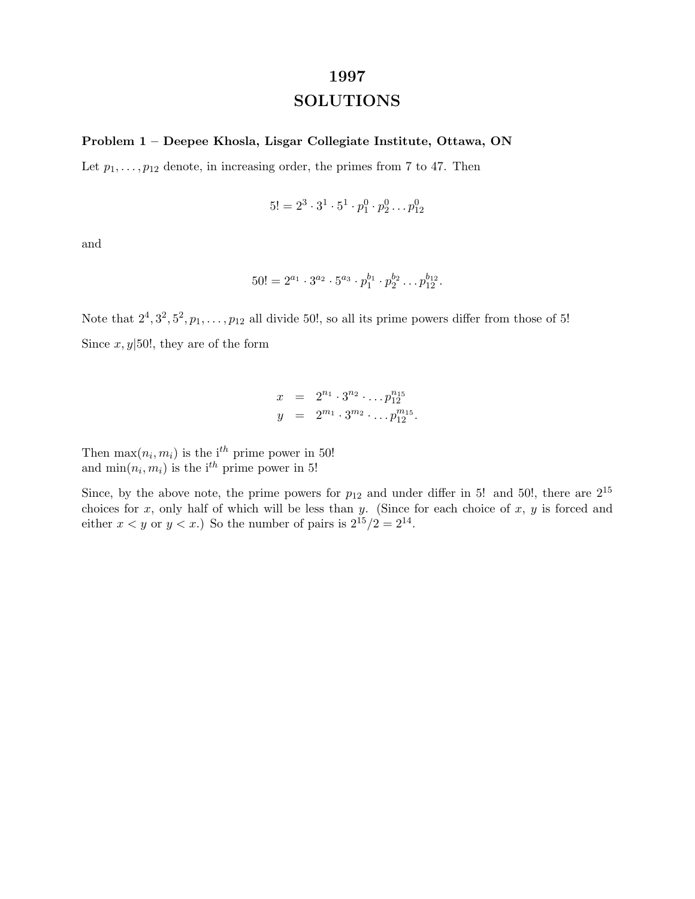# 1997
# SOLUTIONS

**Problem 1 – Deepee Khosla, Lisgar Collegiate Institute, Ottawa, ON**

Let $p_1, \ldots, p_{12}$ denote, in increasing order, the primes from 7 to 47. Then

$$5! = 2^3 \cdot 3^1 \cdot 5^1 \cdot p_1^0 \cdot p_2^0 \ldots p_{12}^0$$

and

$$50! = 2^{a_1} \cdot 3^{a_2} \cdot 5^{a_3} \cdot p_1^{b_1} \cdot p_2^{b_2} \ldots p_{12}^{b_{12}}.$$

Note that $2^4, 3^2, 5^2, p_1, \ldots, p_{12}$ all divide 50!, so all its prime powers differ from those of 5!

Since $x, y | 50!$, they are of the form

$$\begin{aligned} x &= 2^{n_1} \cdot 3^{n_2} \cdot \ldots p_{12}^{n_{15}} \\ y &= 2^{m_1} \cdot 3^{m_2} \cdot \ldots p_{12}^{m_{15}}. \end{aligned}$$

Then $\max(n_i, m_i)$ is the i$^{th}$ prime power in 50!
and $\min(n_i, m_i)$ is the i$^{th}$ prime power in 5!

Since, by the above note, the prime powers for $p_{12}$ and under differ in 5! and 50!, there are $2^{15}$ choices for $x$, only half of which will be less than $y$. (Since for each choice of $x$, $y$ is forced and either $x < y$ or $y < x$.) So the number of pairs is $2^{15}/2 = 2^{14}$.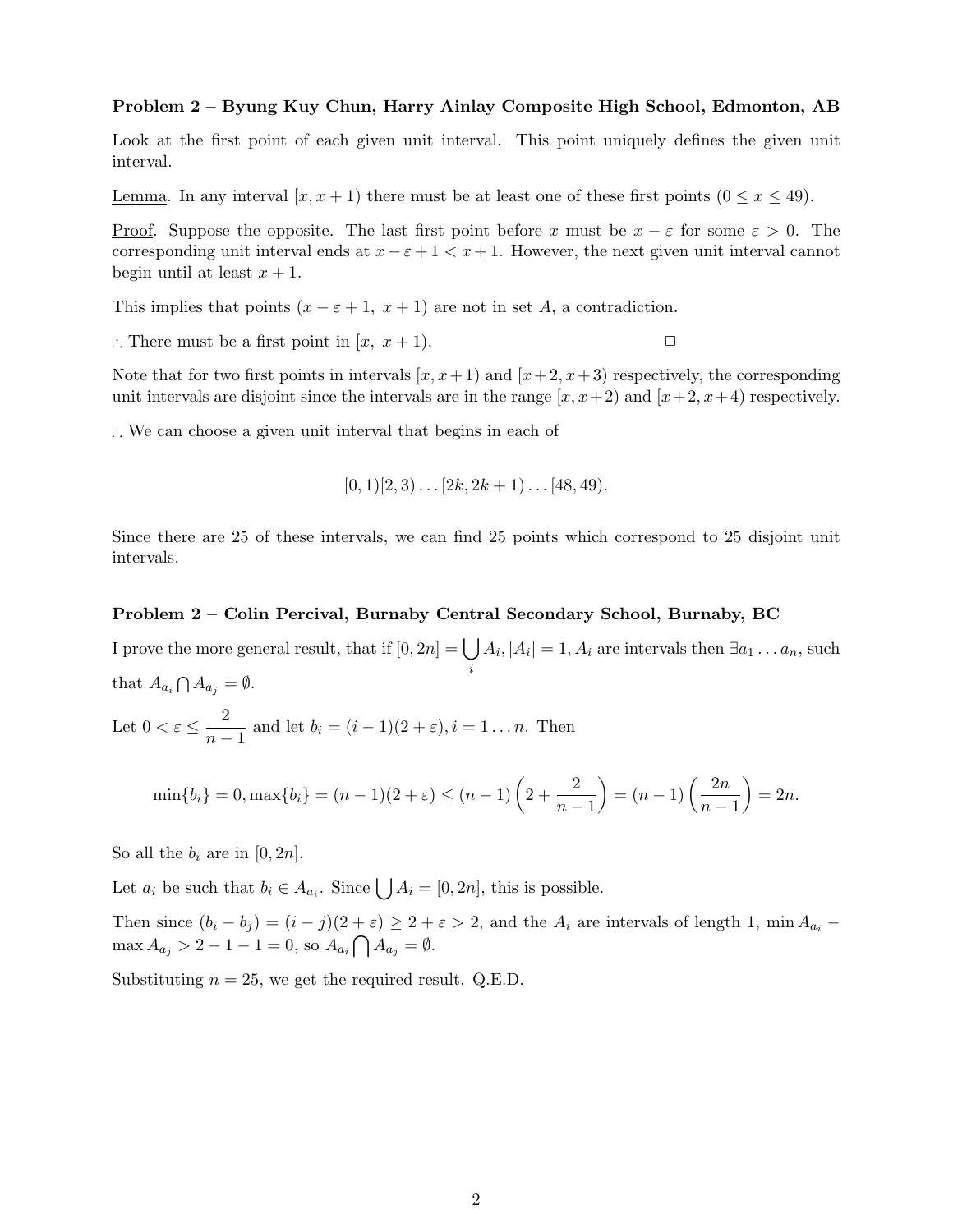**Problem 2 – Byung Kuy Chun, Harry Ainlay Composite High School, Edmonton, AB**

Look at the first point of each given unit interval. This point uniquely defines the given unit interval.

<u>Lemma</u>. In any interval $[x, x+1)$ there must be at least one of these first points ($0 \leq x \leq 49$).

<u>Proof</u>. Suppose the opposite. The last first point before $x$ must be $x - \varepsilon$ for some $\varepsilon > 0$. The corresponding unit interval ends at $x - \varepsilon + 1 < x + 1$. However, the next given unit interval cannot begin until at least $x + 1$.

This implies that points $(x - \varepsilon + 1,\ x + 1)$ are not in set $A$, a contradiction.

$\therefore$ There must be a first point in $[x,\ x+1)$. □

Note that for two first points in intervals $[x, x+1)$ and $[x+2, x+3)$ respectively, the corresponding unit intervals are disjoint since the intervals are in the range $[x, x+2)$ and $[x+2, x+4)$ respectively.

$\therefore$ We can choose a given unit interval that begins in each of

$$[0, 1)[2, 3) \ldots [2k, 2k+1) \ldots [48, 49).$$

Since there are 25 of these intervals, we can find 25 points which correspond to 25 disjoint unit intervals.

**Problem 2 – Colin Percival, Burnaby Central Secondary School, Burnaby, BC**

I prove the more general result, that if $[0, 2n] = \bigcup_i A_i, |A_i| = 1, A_i$ are intervals then $\exists a_1 \ldots a_n$, such that $A_{a_i} \bigcap A_{a_j} = \emptyset$.

Let $0 < \varepsilon \leq \dfrac{2}{n-1}$ and let $b_i = (i-1)(2+\varepsilon), i = 1 \ldots n$. Then

$$\min\{b_i\} = 0, \max\{b_i\} = (n-1)(2+\varepsilon) \leq (n-1)\left(2 + \frac{2}{n-1}\right) = (n-1)\left(\frac{2n}{n-1}\right) = 2n.$$

So all the $b_i$ are in $[0, 2n]$.

Let $a_i$ be such that $b_i \in A_{a_i}$. Since $\bigcup A_i = [0, 2n]$, this is possible.

Then since $(b_i - b_j) = (i-j)(2+\varepsilon) \geq 2 + \varepsilon > 2$, and the $A_i$ are intervals of length 1, $\min A_{a_i} - \max A_{a_j} > 2 - 1 - 1 = 0$, so $A_{a_i} \bigcap A_{a_j} = \emptyset$.

Substituting $n = 25$, we get the required result. Q.E.D.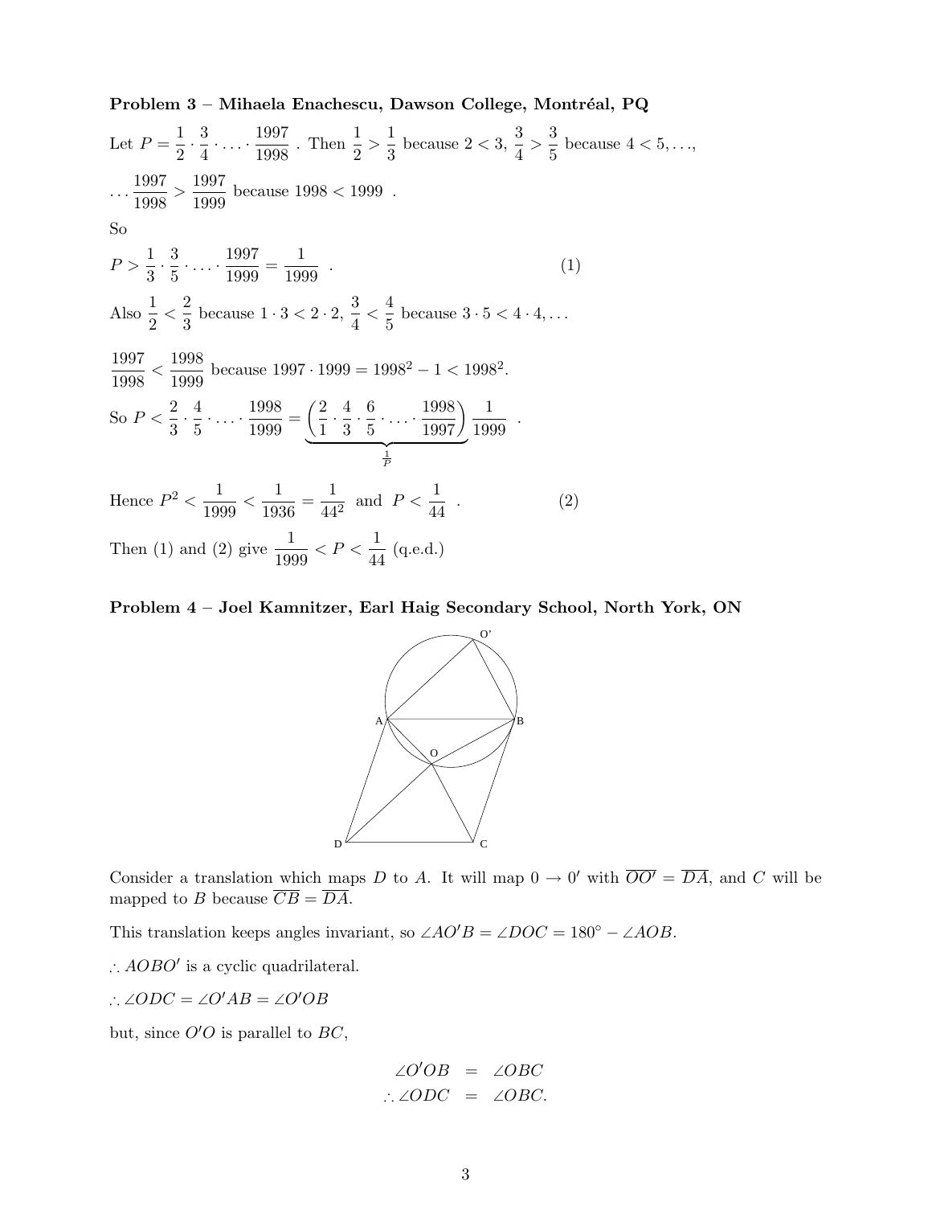**Problem 3 – Mihaela Enachescu, Dawson College, Montréal, PQ**

Let $P = \frac{1}{2} \cdot \frac{3}{4} \cdot \ldots \cdot \frac{1997}{1998}$ . Then $\frac{1}{2} > \frac{1}{3}$ because $2 < 3$, $\frac{3}{4} > \frac{3}{5}$ because $4 < 5, \ldots,$

$\ldots \frac{1997}{1998} > \frac{1997}{1999}$ because $1998 < 1999$ .

So

$$P > \frac{1}{3} \cdot \frac{3}{5} \cdot \ldots \cdot \frac{1997}{1999} = \frac{1}{1999} \quad . \tag{1}$$

Also $\frac{1}{2} < \frac{2}{3}$ because $1 \cdot 3 < 2 \cdot 2$, $\frac{3}{4} < \frac{4}{5}$ because $3 \cdot 5 < 4 \cdot 4, \ldots$

$\frac{1997}{1998} < \frac{1998}{1999}$ because $1997 \cdot 1999 = 1998^2 - 1 < 1998^2$.

So $P < \frac{2}{3} \cdot \frac{4}{5} \cdot \ldots \cdot \frac{1998}{1999} = \underbrace{\left(\frac{2}{1} \cdot \frac{4}{3} \cdot \frac{6}{5} \cdot \ldots \cdot \frac{1998}{1997}\right)}_{\frac{1}{P}} \frac{1}{1999}$ .

$$\text{Hence } P^2 < \frac{1}{1999} < \frac{1}{1936} = \frac{1}{44^2} \text{ and } P < \frac{1}{44} \quad . \tag{2}$$

Then (1) and (2) give $\frac{1}{1999} < P < \frac{1}{44}$ (q.e.d.)

**Problem 4 – Joel Kamnitzer, Earl Haig Secondary School, North York, ON**

Consider a translation which maps $D$ to $A$. It will map $0 \to 0'$ with $\overline{OO'} = \overline{DA}$, and $C$ will be mapped to $B$ because $\overline{CB} = \overline{DA}$.

This translation keeps angles invariant, so $\angle AO'B = \angle DOC = 180^\circ - \angle AOB$.

$\therefore AOBO'$ is a cyclic quadrilateral.

$\therefore \angle ODC = \angle O'AB = \angle O'OB$

but, since $O'O$ is parallel to $BC$,

$$\angle O'OB = \angle OBC$$
$$\therefore \angle ODC = \angle OBC.$$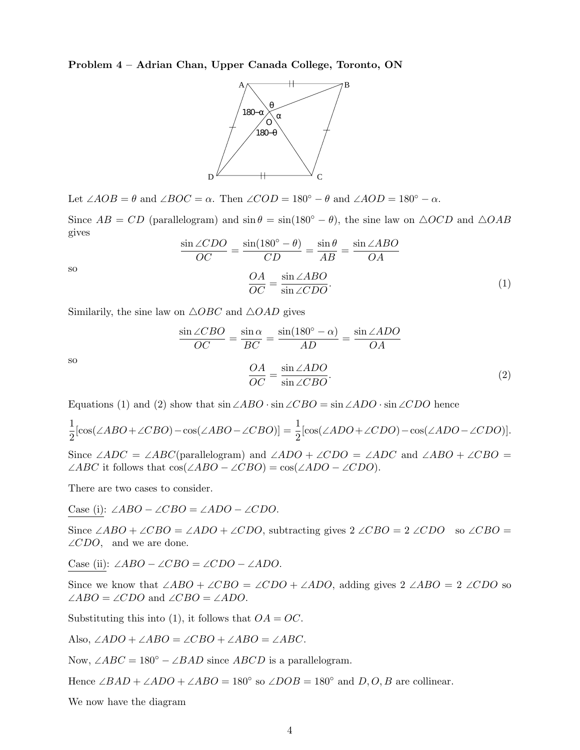**Problem 4 – Adrian Chan, Upper Canada College, Toronto, ON**

Let $\angle AOB = \theta$ and $\angle BOC = \alpha$. Then $\angle COD = 180^\circ - \theta$ and $\angle AOD = 180^\circ - \alpha$.

Since $AB = CD$ (parallelogram) and $\sin\theta = \sin(180^\circ - \theta)$, the sine law on $\triangle OCD$ and $\triangle OAB$ gives

$$\frac{\sin\angle CDO}{OC} = \frac{\sin(180^\circ - \theta)}{CD} = \frac{\sin\theta}{AB} = \frac{\sin\angle ABO}{OA}$$

so

$$\frac{OA}{OC} = \frac{\sin\angle ABO}{\sin\angle CDO}. \tag{1}$$

Similarily, the sine law on $\triangle OBC$ and $\triangle OAD$ gives

$$\frac{\sin\angle CBO}{OC} = \frac{\sin\alpha}{BC} = \frac{\sin(180^\circ - \alpha)}{AD} = \frac{\sin\angle ADO}{OA}$$

so

$$\frac{OA}{OC} = \frac{\sin\angle ADO}{\sin\angle CBO}. \tag{2}$$

Equations (1) and (2) show that $\sin\angle ABO \cdot \sin\angle CBO = \sin\angle ADO \cdot \sin\angle CDO$ hence

$$\frac{1}{2}[\cos(\angle ABO + \angle CBO) - \cos(\angle ABO - \angle CBO)] = \frac{1}{2}[\cos(\angle ADO + \angle CDO) - \cos(\angle ADO - \angle CDO)].$$

Since $\angle ADC = \angle ABC$(parallelogram) and $\angle ADO + \angle CDO = \angle ADC$ and $\angle ABO + \angle CBO = \angle ABC$ it follows that $\cos(\angle ABO - \angle CBO) = \cos(\angle ADO - \angle CDO)$.

There are two cases to consider.

Case (i): $\angle ABO - \angle CBO = \angle ADO - \angle CDO$.

Since $\angle ABO + \angle CBO = \angle ADO + \angle CDO$, subtracting gives $2\,\angle CBO = 2\,\angle CDO$ so $\angle CBO = \angle CDO$, and we are done.

Case (ii): $\angle ABO - \angle CBO = \angle CDO - \angle ADO$.

Since we know that $\angle ABO + \angle CBO = \angle CDO + \angle ADO$, adding gives $2\,\angle ABO = 2\,\angle CDO$ so $\angle ABO = \angle CDO$ and $\angle CBO = \angle ADO$.

Substituting this into (1), it follows that $OA = OC$.

Also, $\angle ADO + \angle ABO = \angle CBO + \angle ABO = \angle ABC$.

Now, $\angle ABC = 180^\circ - \angle BAD$ since $ABCD$ is a parallelogram.

Hence $\angle BAD + \angle ADO + \angle ABO = 180^\circ$ so $\angle DOB = 180^\circ$ and $D, O, B$ are collinear.

We now have the diagram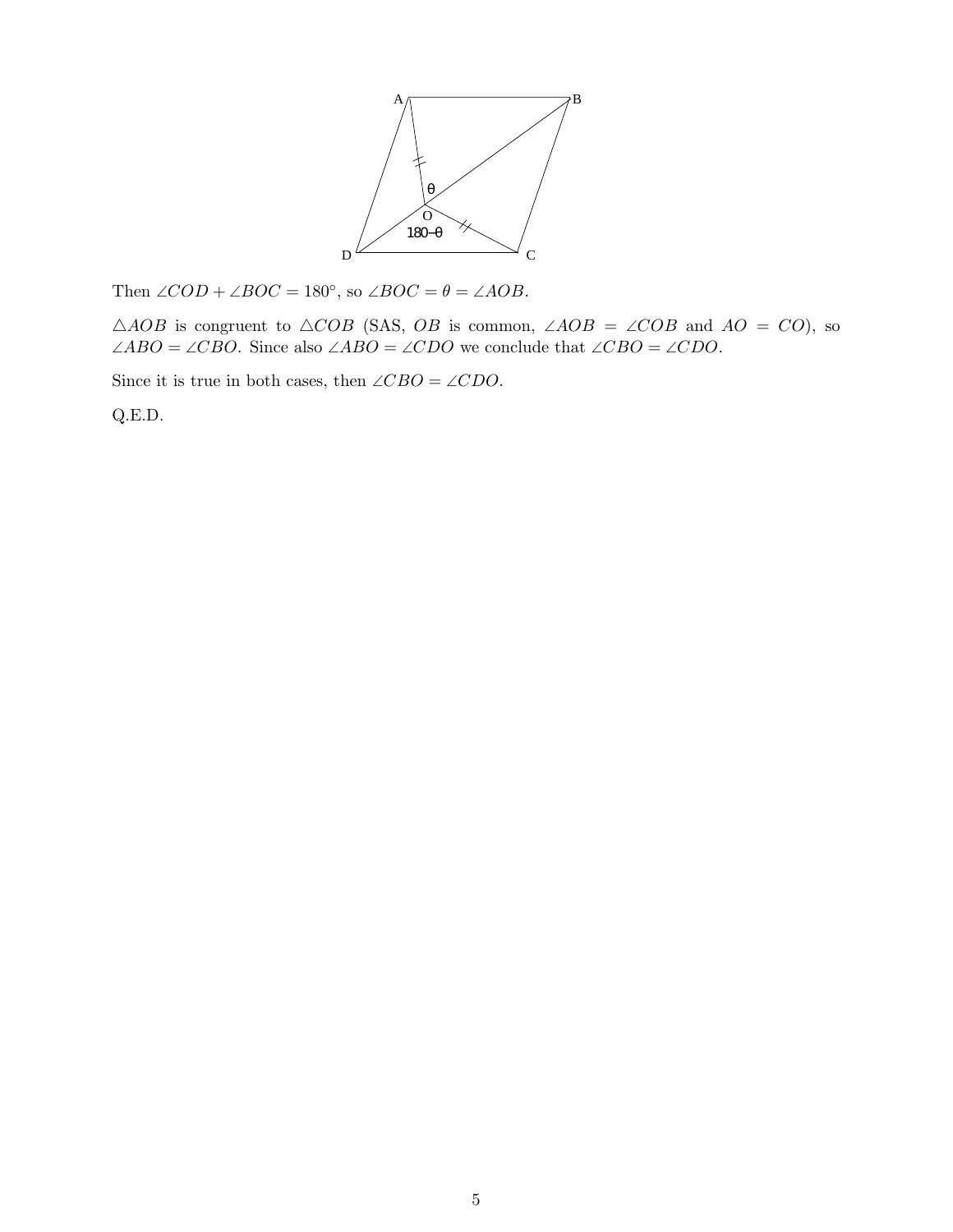Then $\angle COD + \angle BOC = 180^\circ$, so $\angle BOC = \theta = \angle AOB$.

$\triangle AOB$ is congruent to $\triangle COB$ (SAS, $OB$ is common, $\angle AOB = \angle COB$ and $AO = CO$), so $\angle ABO = \angle CBO$. Since also $\angle ABO = \angle CDO$ we conclude that $\angle CBO = \angle CDO$.

Since it is true in both cases, then $\angle CBO = \angle CDO$.

Q.E.D.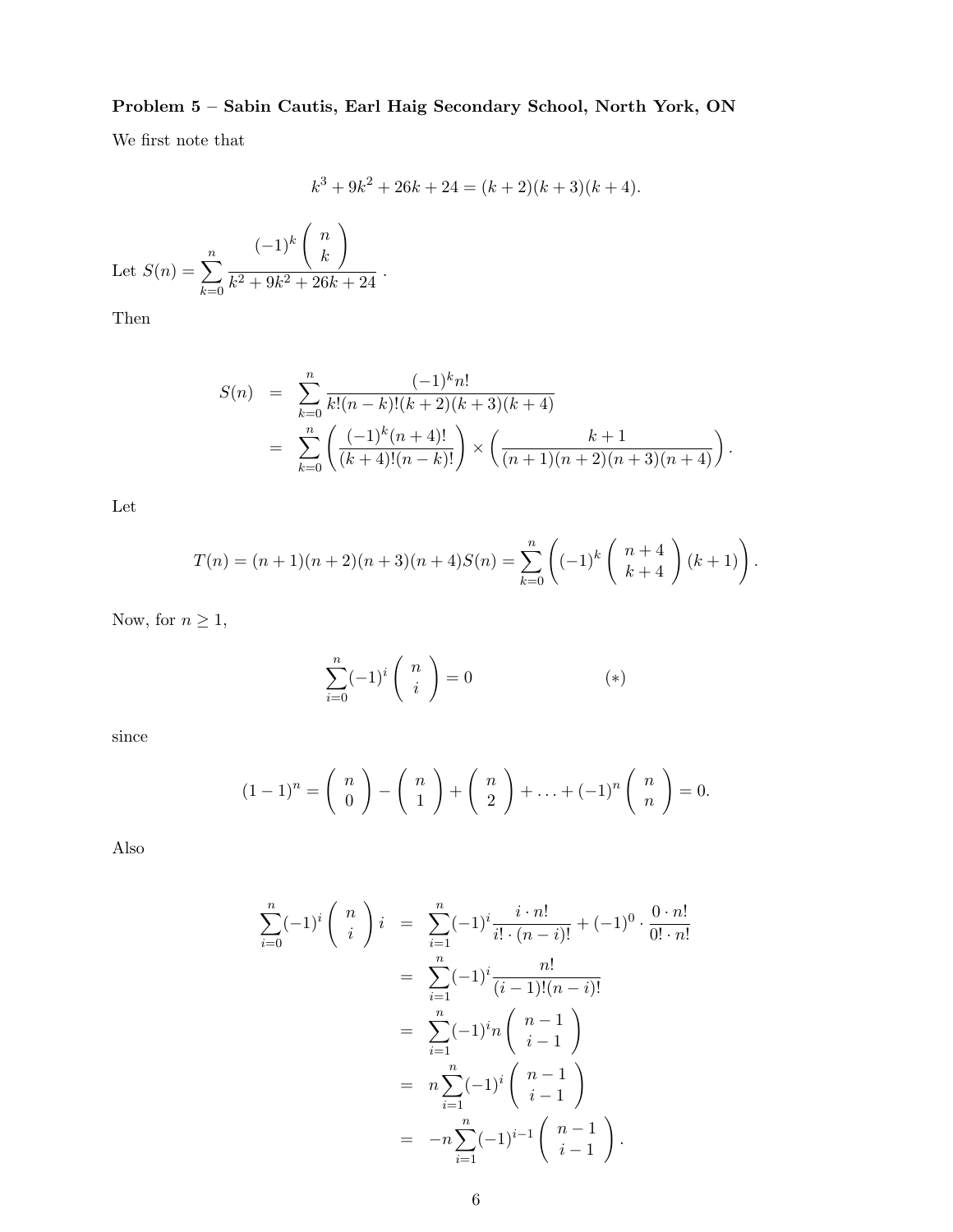**Problem 5 – Sabin Cautis, Earl Haig Secondary School, North York, ON**

We first note that

$$k^3 + 9k^2 + 26k + 24 = (k+2)(k+3)(k+4).$$

Let $S(n) = \displaystyle\sum_{k=0}^{n} \frac{(-1)^k \binom{n}{k}}{k^2 + 9k^2 + 26k + 24}$.

Then

$$\begin{aligned}
S(n) &= \sum_{k=0}^{n} \frac{(-1)^k n!}{k!(n-k)!(k+2)(k+3)(k+4)} \\
&= \sum_{k=0}^{n} \left( \frac{(-1)^k (n+4)!}{(k+4)!(n-k)!} \right) \times \left( \frac{k+1}{(n+1)(n+2)(n+3)(n+4)} \right).
\end{aligned}$$

Let

$$T(n) = (n+1)(n+2)(n+3)(n+4)S(n) = \sum_{k=0}^{n} \left( (-1)^k \binom{n+4}{k+4} (k+1) \right).$$

Now, for $n \geq 1$,

$$\sum_{i=0}^{n} (-1)^i \binom{n}{i} = 0 \qquad (*)$$

since

$$(1-1)^n = \binom{n}{0} - \binom{n}{1} + \binom{n}{2} + \ldots + (-1)^n \binom{n}{n} = 0.$$

Also

$$\begin{aligned}
\sum_{i=0}^{n} (-1)^i \binom{n}{i} i &= \sum_{i=1}^{n} (-1)^i \frac{i \cdot n!}{i! \cdot (n-i)!} + (-1)^0 \cdot \frac{0 \cdot n!}{0! \cdot n!} \\
&= \sum_{i=1}^{n} (-1)^i \frac{n!}{(i-1)!(n-i)!} \\
&= \sum_{i=1}^{n} (-1)^i n \binom{n-1}{i-1} \\
&= n \sum_{i=1}^{n} (-1)^i \binom{n-1}{i-1} \\
&= -n \sum_{i=1}^{n} (-1)^{i-1} \binom{n-1}{i-1}.
\end{aligned}$$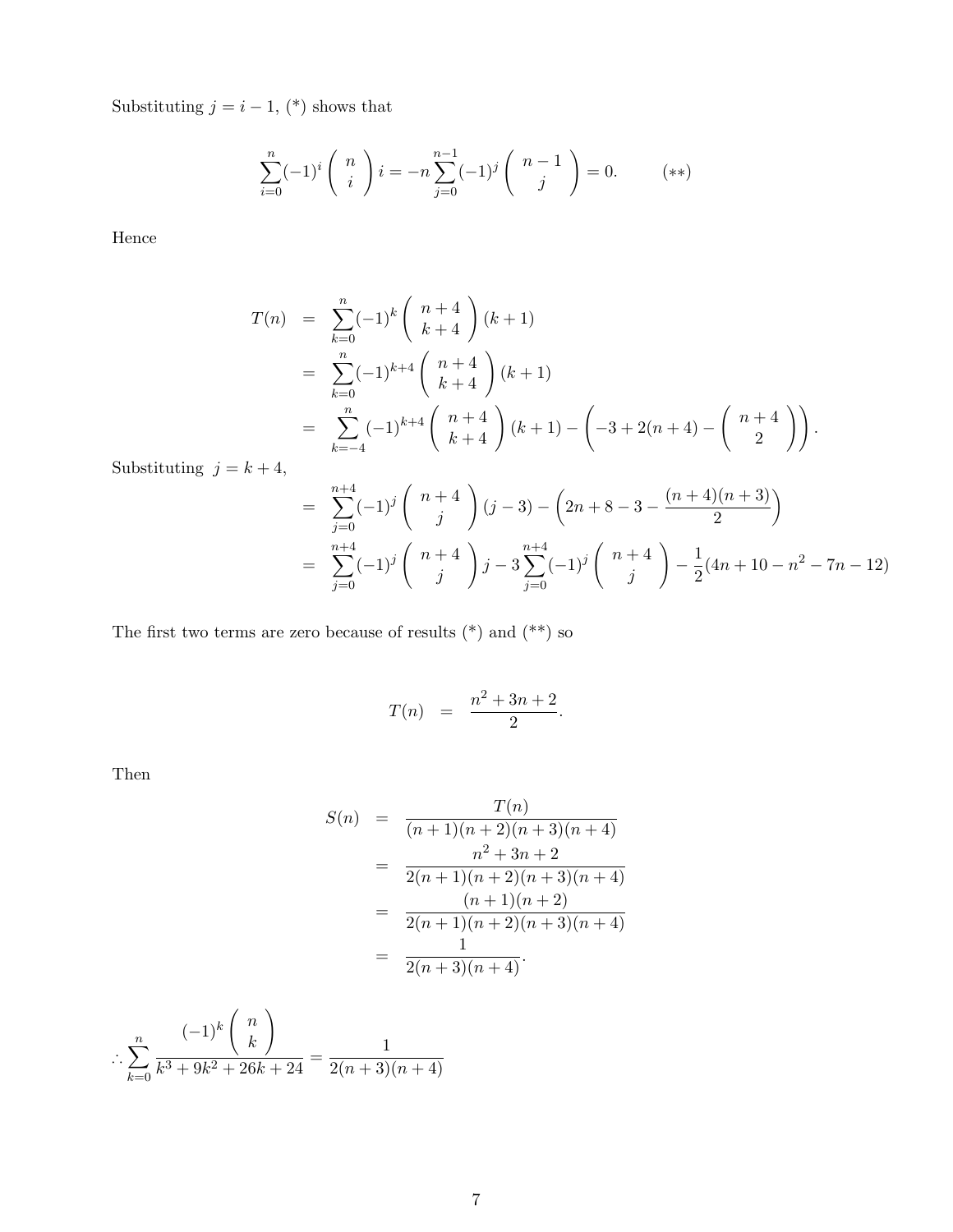Substituting $j = i - 1$, (\*) shows that

$$\sum_{i=0}^{n} (-1)^i \left( \begin{array}{c} n \\ i \end{array} \right) i = -n \sum_{j=0}^{n-1} (-1)^j \left( \begin{array}{c} n-1 \\ j \end{array} \right) = 0. \qquad (**)$$

Hence

$$\begin{aligned}
T(n) &= \sum_{k=0}^{n} (-1)^k \left( \begin{array}{c} n+4 \\ k+4 \end{array} \right) (k+1) \\
&= \sum_{k=0}^{n} (-1)^{k+4} \left( \begin{array}{c} n+4 \\ k+4 \end{array} \right) (k+1) \\
&= \sum_{k=-4}^{n} (-1)^{k+4} \left( \begin{array}{c} n+4 \\ k+4 \end{array} \right) (k+1) - \left( -3 + 2(n+4) - \left( \begin{array}{c} n+4 \\ 2 \end{array} \right) \right).
\end{aligned}$$

Substituting $j = k + 4$,

$$\begin{aligned}
&= \sum_{j=0}^{n+4} (-1)^j \left( \begin{array}{c} n+4 \\ j \end{array} \right) (j-3) - \left( 2n + 8 - 3 - \frac{(n+4)(n+3)}{2} \right) \\
&= \sum_{j=0}^{n+4} (-1)^j \left( \begin{array}{c} n+4 \\ j \end{array} \right) j - 3 \sum_{j=0}^{n+4} (-1)^j \left( \begin{array}{c} n+4 \\ j \end{array} \right) - \frac{1}{2}(4n + 10 - n^2 - 7n - 12)
\end{aligned}$$

The first two terms are zero because of results (\*) and (\*\*) so

$$T(n) = \frac{n^2 + 3n + 2}{2}.$$

Then

$$\begin{aligned}
S(n) &= \frac{T(n)}{(n+1)(n+2)(n+3)(n+4)} \\
&= \frac{n^2 + 3n + 2}{2(n+1)(n+2)(n+3)(n+4)} \\
&= \frac{(n+1)(n+2)}{2(n+1)(n+2)(n+3)(n+4)} \\
&= \frac{1}{2(n+3)(n+4)}.
\end{aligned}$$

$$\therefore \sum_{k=0}^{n} \frac{(-1)^k \left( \begin{array}{c} n \\ k \end{array} \right)}{k^3 + 9k^2 + 26k + 24} = \frac{1}{2(n+3)(n+4)}$$